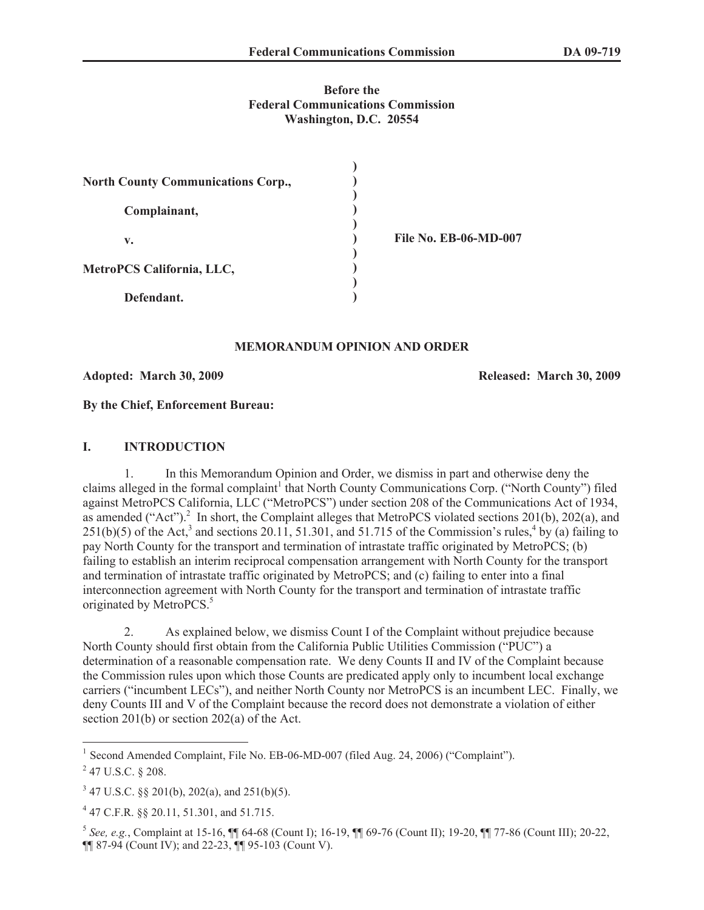**Before the**
**Federal Communications Commission**
**Washington, D.C. 20554**

| | | |
|---|---|---|
| **North County Communications Corp.,** | ) | |
| **Complainant,** | ) | |
| **v.** | ) | **File No. EB-06-MD-007** |
| **MetroPCS California, LLC,** | ) | |
| **Defendant.** | ) | |

**MEMORANDUM OPINION AND ORDER**

**Adopted: March 30, 2009** **Released: March 30, 2009**

**By the Chief, Enforcement Bureau:**

## I. INTRODUCTION

1. In this Memorandum Opinion and Order, we dismiss in part and otherwise deny the claims alleged in the formal complaint[1] that North County Communications Corp. ("North County") filed against MetroPCS California, LLC ("MetroPCS") under section 208 of the Communications Act of 1934, as amended ("Act").[2] In short, the Complaint alleges that MetroPCS violated sections 201(b), 202(a), and 251(b)(5) of the Act,[3] and sections 20.11, 51.301, and 51.715 of the Commission's rules,[4] by (a) failing to pay North County for the transport and termination of intrastate traffic originated by MetroPCS; (b) failing to establish an interim reciprocal compensation arrangement with North County for the transport and termination of intrastate traffic originated by MetroPCS; and (c) failing to enter into a final interconnection agreement with North County for the transport and termination of intrastate traffic originated by MetroPCS.[5]

2. As explained below, we dismiss Count I of the Complaint without prejudice because North County should first obtain from the California Public Utilities Commission ("PUC") a determination of a reasonable compensation rate. We deny Counts II and IV of the Complaint because the Commission rules upon which those Counts are predicated apply only to incumbent local exchange carriers ("incumbent LECs"), and neither North County nor MetroPCS is an incumbent LEC. Finally, we deny Counts III and V of the Complaint because the record does not demonstrate a violation of either section 201(b) or section 202(a) of the Act.

---

[1] Second Amended Complaint, File No. EB-06-MD-007 (filed Aug. 24, 2006) ("Complaint").

[2] 47 U.S.C. § 208.

[3] 47 U.S.C. §§ 201(b), 202(a), and 251(b)(5).

[4] 47 C.F.R. §§ 20.11, 51.301, and 51.715.

[5] *See, e.g.*, Complaint at 15-16, ¶¶ 64-68 (Count I); 16-19, ¶¶ 69-76 (Count II); 19-20, ¶¶ 77-86 (Count III); 20-22, ¶¶ 87-94 (Count IV); and 22-23, ¶¶ 95-103 (Count V).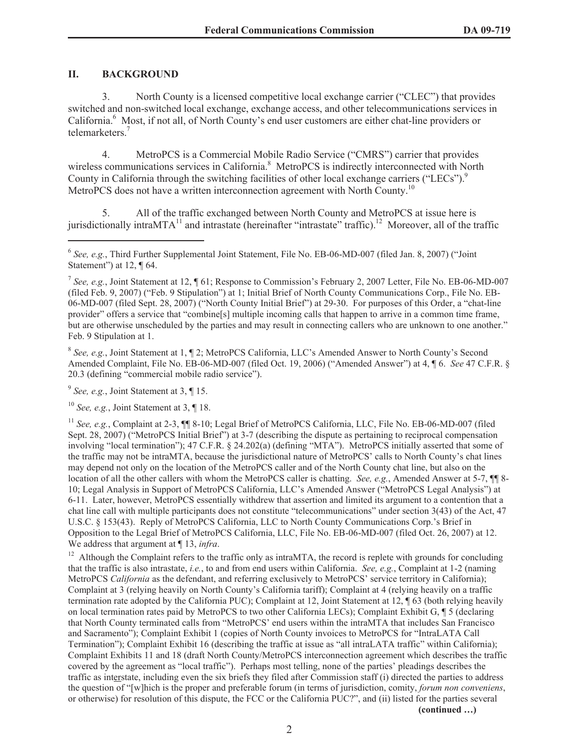## II. BACKGROUND

3. North County is a licensed competitive local exchange carrier ("CLEC") that provides switched and non-switched local exchange, exchange access, and other telecommunications services in California.[6] Most, if not all, of North County's end user customers are either chat-line providers or telemarketers.[7]

4. MetroPCS is a Commercial Mobile Radio Service ("CMRS") carrier that provides wireless communications services in California.[8] MetroPCS is indirectly interconnected with North County in California through the switching facilities of other local exchange carriers ("LECs").[9] MetroPCS does not have a written interconnection agreement with North County.[10]

5. All of the traffic exchanged between North County and MetroPCS at issue here is jurisdictionally intraMTA[11] and intrastate (hereinafter "intrastate" traffic).[12] Moreover, all of the traffic

---

[6] *See, e.g.*, Third Further Supplemental Joint Statement, File No. EB-06-MD-007 (filed Jan. 8, 2007) ("Joint Statement") at 12, ¶ 64.

[7] *See, e.g.*, Joint Statement at 12, ¶ 61; Response to Commission's February 2, 2007 Letter, File No. EB-06-MD-007 (filed Feb. 9, 2007) ("Feb. 9 Stipulation") at 1; Initial Brief of North County Communications Corp., File No. EB-06-MD-007 (filed Sept. 28, 2007) ("North County Initial Brief") at 29-30. For purposes of this Order, a "chat-line provider" offers a service that "combine[s] multiple incoming calls that happen to arrive in a common time frame, but are otherwise unscheduled by the parties and may result in connecting callers who are unknown to one another." Feb. 9 Stipulation at 1.

[8] *See, e.g.*, Joint Statement at 1, ¶ 2; MetroPCS California, LLC's Amended Answer to North County's Second Amended Complaint, File No. EB-06-MD-007 (filed Oct. 19, 2006) ("Amended Answer") at 4, ¶ 6. *See* 47 C.F.R. § 20.3 (defining "commercial mobile radio service").

[9] *See, e.g.*, Joint Statement at 3, ¶ 15.

[10] *See, e.g.*, Joint Statement at 3, ¶ 18.

[11] *See, e.g.*, Complaint at 2-3, ¶¶ 8-10; Legal Brief of MetroPCS California, LLC, File No. EB-06-MD-007 (filed Sept. 28, 2007) ("MetroPCS Initial Brief") at 3-7 (describing the dispute as pertaining to reciprocal compensation involving "local termination"); 47 C.F.R. § 24.202(a) (defining "MTA"). MetroPCS initially asserted that some of the traffic may not be intraMTA, because the jurisdictional nature of MetroPCS' calls to North County's chat lines may depend not only on the location of the MetroPCS caller and of the North County chat line, but also on the location of all the other callers with whom the MetroPCS caller is chatting. *See, e.g.*, Amended Answer at 5-7, ¶¶ 8-10; Legal Analysis in Support of MetroPCS California, LLC's Amended Answer ("MetroPCS Legal Analysis") at 6-11. Later, however, MetroPCS essentially withdrew that assertion and limited its argument to a contention that a chat line call with multiple participants does not constitute "telecommunications" under section 3(43) of the Act, 47 U.S.C. § 153(43). Reply of MetroPCS California, LLC to North County Communications Corp.'s Brief in Opposition to the Legal Brief of MetroPCS California, LLC, File No. EB-06-MD-007 (filed Oct. 26, 2007) at 12. We address that argument at ¶ 13, *infra*.

[12] Although the Complaint refers to the traffic only as intraMTA, the record is replete with grounds for concluding that the traffic is also intrastate, *i.e.*, to and from end users within California. *See, e.g.*, Complaint at 1-2 (naming MetroPCS *California* as the defendant, and referring exclusively to MetroPCS' service territory in California); Complaint at 3 (relying heavily on North County's California tariff); Complaint at 4 (relying heavily on a traffic termination rate adopted by the California PUC); Complaint at 12, Joint Statement at 12, ¶ 63 (both relying heavily on local termination rates paid by MetroPCS to two other California LECs); Complaint Exhibit G, ¶ 5 (declaring that North County terminated calls from "MetroPCS' end users within the intraMTA that includes San Francisco and Sacramento"); Complaint Exhibit 1 (copies of North County invoices to MetroPCS for "IntraLATA Call Termination"); Complaint Exhibit 16 (describing the traffic at issue as "all intraLATA traffic" within California); Complaint Exhibits 11 and 18 (draft North County/MetroPCS interconnection agreement which describes the traffic covered by the agreement as "local traffic"). Perhaps most telling, none of the parties' pleadings describes the traffic as int<u>er</u>state, including even the six briefs they filed after Commission staff (i) directed the parties to address the question of "[w]hich is the proper and preferable forum (in terms of jurisdiction, comity, *forum non conveniens*, or otherwise) for resolution of this dispute, the FCC or the California PUC?", and (ii) listed for the parties several

**(continued …)**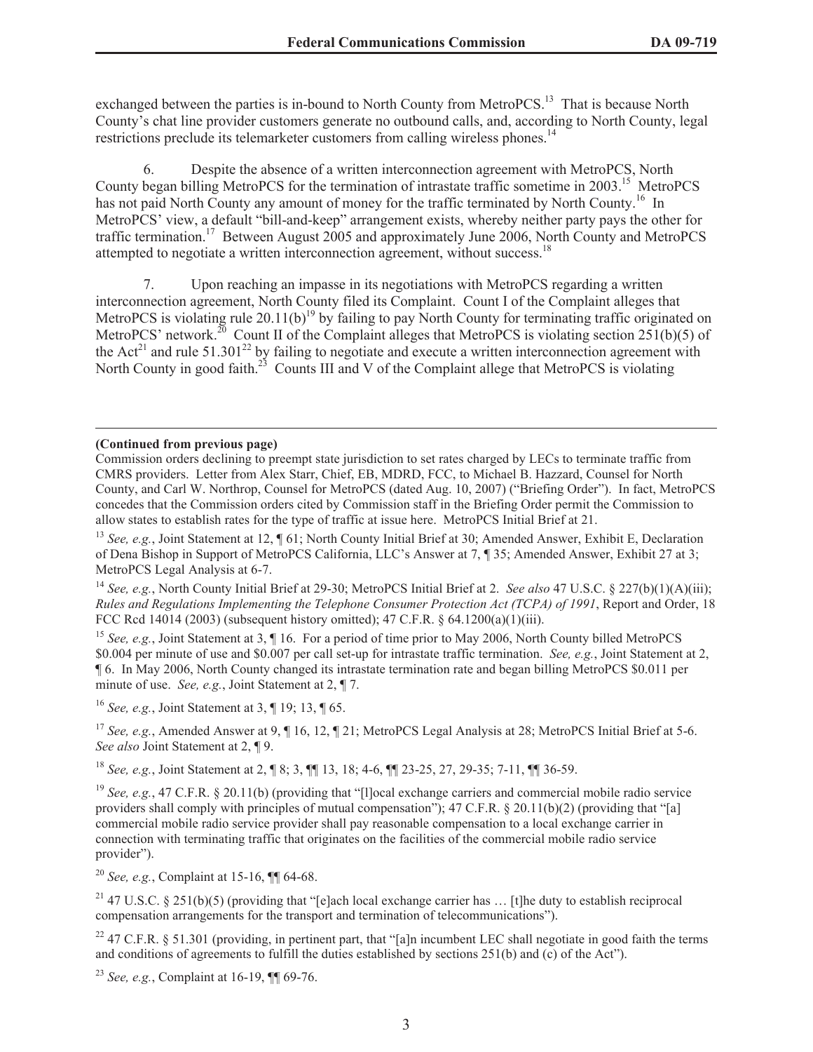exchanged between the parties is in-bound to North County from MetroPCS.[13] That is because North County's chat line provider customers generate no outbound calls, and, according to North County, legal restrictions preclude its telemarketer customers from calling wireless phones.[14]

6. Despite the absence of a written interconnection agreement with MetroPCS, North County began billing MetroPCS for the termination of intrastate traffic sometime in 2003.[15] MetroPCS has not paid North County any amount of money for the traffic terminated by North County.[16] In MetroPCS' view, a default "bill-and-keep" arrangement exists, whereby neither party pays the other for traffic termination.[17] Between August 2005 and approximately June 2006, North County and MetroPCS attempted to negotiate a written interconnection agreement, without success.[18]

7. Upon reaching an impasse in its negotiations with MetroPCS regarding a written interconnection agreement, North County filed its Complaint. Count I of the Complaint alleges that MetroPCS is violating rule 20.11(b)[19] by failing to pay North County for terminating traffic originated on MetroPCS' network.[20] Count II of the Complaint alleges that MetroPCS is violating section 251(b)(5) of the Act[21] and rule 51.301[22] by failing to negotiate and execute a written interconnection agreement with North County in good faith.[23] Counts III and V of the Complaint allege that MetroPCS is violating

---

**(Continued from previous page)**

Commission orders declining to preempt state jurisdiction to set rates charged by LECs to terminate traffic from CMRS providers. Letter from Alex Starr, Chief, EB, MDRD, FCC, to Michael B. Hazzard, Counsel for North County, and Carl W. Northrop, Counsel for MetroPCS (dated Aug. 10, 2007) ("Briefing Order"). In fact, MetroPCS concedes that the Commission orders cited by Commission staff in the Briefing Order permit the Commission to allow states to establish rates for the type of traffic at issue here. MetroPCS Initial Brief at 21.

[13] *See, e.g.*, Joint Statement at 12, ¶ 61; North County Initial Brief at 30; Amended Answer, Exhibit E, Declaration of Dena Bishop in Support of MetroPCS California, LLC's Answer at 7, ¶ 35; Amended Answer, Exhibit 27 at 3; MetroPCS Legal Analysis at 6-7.

[14] *See, e.g.*, North County Initial Brief at 29-30; MetroPCS Initial Brief at 2. *See also* 47 U.S.C. § 227(b)(1)(A)(iii); *Rules and Regulations Implementing the Telephone Consumer Protection Act (TCPA) of 1991*, Report and Order, 18 FCC Rcd 14014 (2003) (subsequent history omitted); 47 C.F.R. § 64.1200(a)(1)(iii).

[15] *See, e.g.*, Joint Statement at 3, ¶ 16. For a period of time prior to May 2006, North County billed MetroPCS $0.004 per minute of use and $0.007 per call set-up for intrastate traffic termination. *See, e.g.*, Joint Statement at 2, ¶ 6. In May 2006, North County changed its intrastate termination rate and began billing MetroPCS $0.011 per minute of use. *See, e.g.*, Joint Statement at 2, ¶ 7.

[16] *See, e.g.*, Joint Statement at 3, ¶ 19; 13, ¶ 65.

[17] *See, e.g.*, Amended Answer at 9, ¶ 16, 12, ¶ 21; MetroPCS Legal Analysis at 28; MetroPCS Initial Brief at 5-6. *See also* Joint Statement at 2, ¶ 9.

[18] *See, e.g.*, Joint Statement at 2, ¶ 8; 3, ¶¶ 13, 18; 4-6, ¶¶ 23-25, 27, 29-35; 7-11, ¶¶ 36-59.

[19] *See, e.g.*, 47 C.F.R. § 20.11(b) (providing that "[l]ocal exchange carriers and commercial mobile radio service providers shall comply with principles of mutual compensation"); 47 C.F.R. § 20.11(b)(2) (providing that "[a] commercial mobile radio service provider shall pay reasonable compensation to a local exchange carrier in connection with terminating traffic that originates on the facilities of the commercial mobile radio service provider").

[20] *See, e.g.*, Complaint at 15-16, ¶¶ 64-68.

[21] 47 U.S.C. § 251(b)(5) (providing that "[e]ach local exchange carrier has … [t]he duty to establish reciprocal compensation arrangements for the transport and termination of telecommunications").

[22] 47 C.F.R. § 51.301 (providing, in pertinent part, that "[a]n incumbent LEC shall negotiate in good faith the terms and conditions of agreements to fulfill the duties established by sections 251(b) and (c) of the Act").

[23] *See, e.g.*, Complaint at 16-19, ¶¶ 69-76.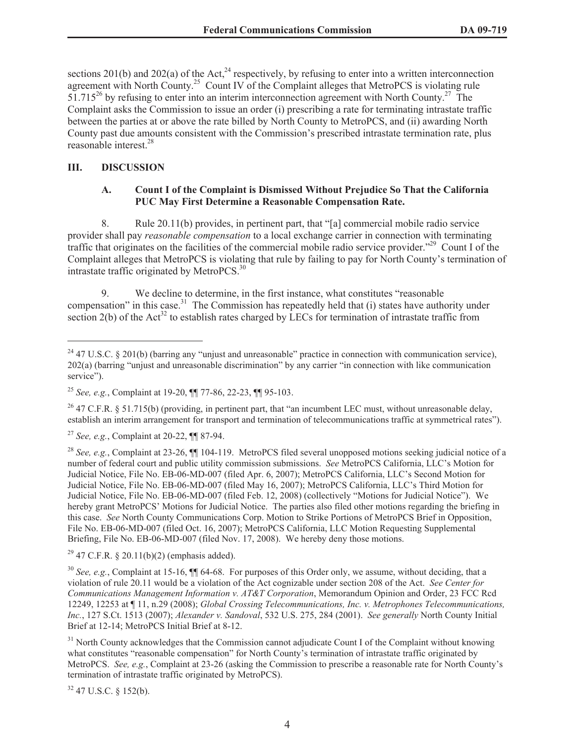sections 201(b) and 202(a) of the Act,[24] respectively, by refusing to enter into a written interconnection agreement with North County.[25] Count IV of the Complaint alleges that MetroPCS is violating rule 51.715[26] by refusing to enter into an interim interconnection agreement with North County.[27] The Complaint asks the Commission to issue an order (i) prescribing a rate for terminating intrastate traffic between the parties at or above the rate billed by North County to MetroPCS, and (ii) awarding North County past due amounts consistent with the Commission's prescribed intrastate termination rate, plus reasonable interest.[28]

## III. DISCUSSION

### A. Count I of the Complaint is Dismissed Without Prejudice So That the California PUC May First Determine a Reasonable Compensation Rate.

8. Rule 20.11(b) provides, in pertinent part, that "[a] commercial mobile radio service provider shall pay *reasonable compensation* to a local exchange carrier in connection with terminating traffic that originates on the facilities of the commercial mobile radio service provider."[29] Count I of the Complaint alleges that MetroPCS is violating that rule by failing to pay for North County's termination of intrastate traffic originated by MetroPCS.[30]

9. We decline to determine, in the first instance, what constitutes "reasonable compensation" in this case.[31] The Commission has repeatedly held that (i) states have authority under section 2(b) of the Act[32] to establish rates charged by LECs for termination of intrastate traffic from

---

[24] 47 U.S.C. § 201(b) (barring any "unjust and unreasonable" practice in connection with communication service), 202(a) (barring "unjust and unreasonable discrimination" by any carrier "in connection with like communication service").

[25] *See, e.g.*, Complaint at 19-20, ¶¶ 77-86, 22-23, ¶¶ 95-103.

[26] 47 C.F.R. § 51.715(b) (providing, in pertinent part, that "an incumbent LEC must, without unreasonable delay, establish an interim arrangement for transport and termination of telecommunications traffic at symmetrical rates").

[27] *See, e.g.*, Complaint at 20-22, ¶¶ 87-94.

[28] *See, e.g.*, Complaint at 23-26, ¶¶ 104-119. MetroPCS filed several unopposed motions seeking judicial notice of a number of federal court and public utility commission submissions. *See* MetroPCS California, LLC's Motion for Judicial Notice, File No. EB-06-MD-007 (filed Apr. 6, 2007); MetroPCS California, LLC's Second Motion for Judicial Notice, File No. EB-06-MD-007 (filed May 16, 2007); MetroPCS California, LLC's Third Motion for Judicial Notice, File No. EB-06-MD-007 (filed Feb. 12, 2008) (collectively "Motions for Judicial Notice"). We hereby grant MetroPCS' Motions for Judicial Notice. The parties also filed other motions regarding the briefing in this case. *See* North County Communications Corp. Motion to Strike Portions of MetroPCS Brief in Opposition, File No. EB-06-MD-007 (filed Oct. 16, 2007); MetroPCS California, LLC Motion Requesting Supplemental Briefing, File No. EB-06-MD-007 (filed Nov. 17, 2008). We hereby deny those motions.

[29] 47 C.F.R. § 20.11(b)(2) (emphasis added).

[30] *See, e.g.*, Complaint at 15-16, ¶¶ 64-68. For purposes of this Order only, we assume, without deciding, that a violation of rule 20.11 would be a violation of the Act cognizable under section 208 of the Act. *See Center for Communications Management Information v. AT&T Corporation*, Memorandum Opinion and Order, 23 FCC Rcd 12249, 12253 at ¶ 11, n.29 (2008); *Global Crossing Telecommunications, Inc. v. Metrophones Telecommunications, Inc.*, 127 S.Ct. 1513 (2007); *Alexander v. Sandoval*, 532 U.S. 275, 284 (2001). *See generally* North County Initial Brief at 12-14; MetroPCS Initial Brief at 8-12.

[31] North County acknowledges that the Commission cannot adjudicate Count I of the Complaint without knowing what constitutes "reasonable compensation" for North County's termination of intrastate traffic originated by MetroPCS. *See, e.g.*, Complaint at 23-26 (asking the Commission to prescribe a reasonable rate for North County's termination of intrastate traffic originated by MetroPCS).

[32] 47 U.S.C. § 152(b).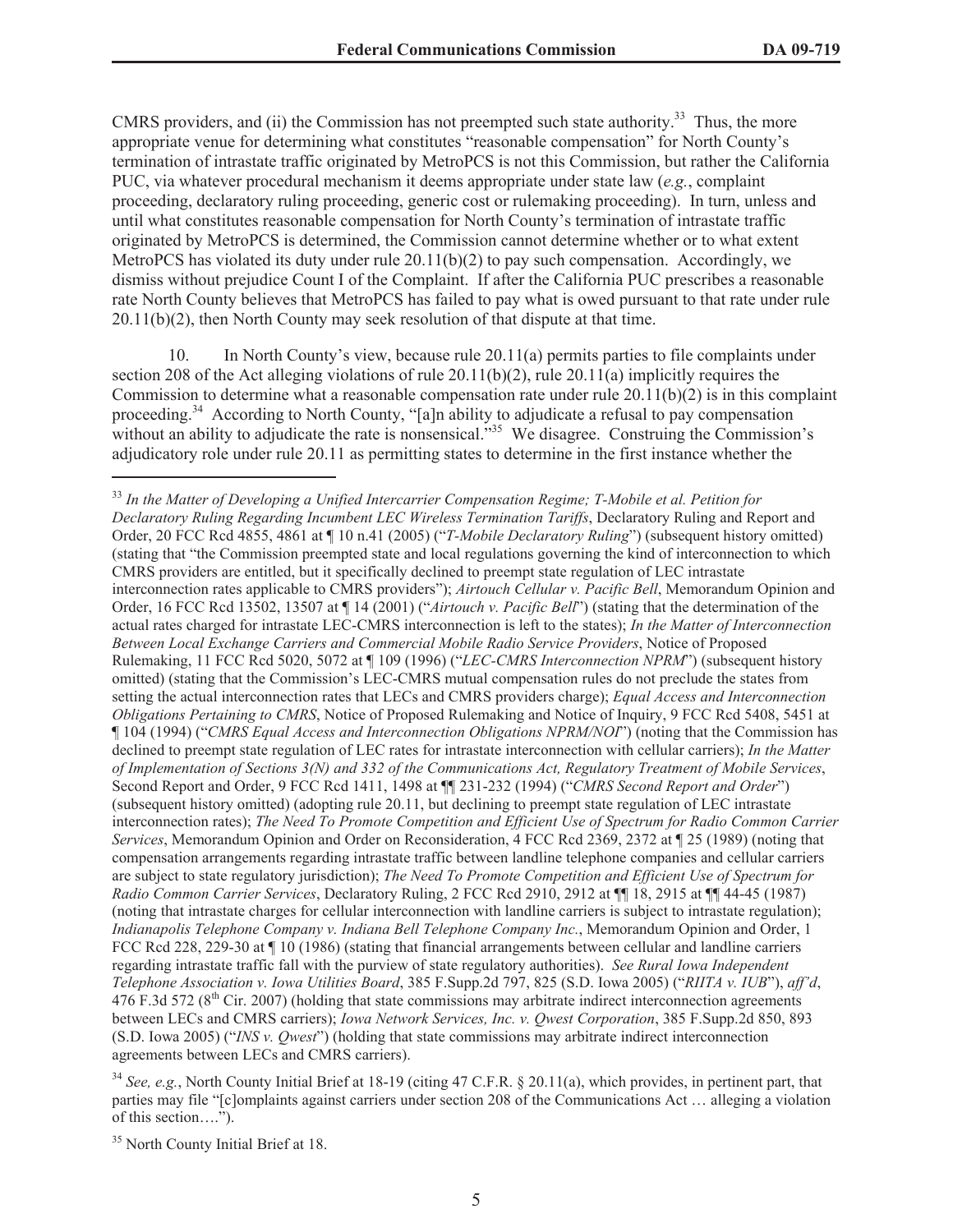CMRS providers, and (ii) the Commission has not preempted such state authority.[33] Thus, the more appropriate venue for determining what constitutes "reasonable compensation" for North County's termination of intrastate traffic originated by MetroPCS is not this Commission, but rather the California PUC, via whatever procedural mechanism it deems appropriate under state law (*e.g.*, complaint proceeding, declaratory ruling proceeding, generic cost or rulemaking proceeding). In turn, unless and until what constitutes reasonable compensation for North County's termination of intrastate traffic originated by MetroPCS is determined, the Commission cannot determine whether or to what extent MetroPCS has violated its duty under rule 20.11(b)(2) to pay such compensation. Accordingly, we dismiss without prejudice Count I of the Complaint. If after the California PUC prescribes a reasonable rate North County believes that MetroPCS has failed to pay what is owed pursuant to that rate under rule 20.11(b)(2), then North County may seek resolution of that dispute at that time.

10. In North County's view, because rule 20.11(a) permits parties to file complaints under section 208 of the Act alleging violations of rule 20.11(b)(2), rule 20.11(a) implicitly requires the Commission to determine what a reasonable compensation rate under rule 20.11(b)(2) is in this complaint proceeding.[34] According to North County, "[a]n ability to adjudicate a refusal to pay compensation without an ability to adjudicate the rate is nonsensical."[35] We disagree. Construing the Commission's adjudicatory role under rule 20.11 as permitting states to determine in the first instance whether the

---

[33] *In the Matter of Developing a Unified Intercarrier Compensation Regime; T-Mobile et al. Petition for Declaratory Ruling Regarding Incumbent LEC Wireless Termination Tariffs*, Declaratory Ruling and Report and Order, 20 FCC Rcd 4855, 4861 at ¶ 10 n.41 (2005) ("*T-Mobile Declaratory Ruling*") (subsequent history omitted) (stating that "the Commission preempted state and local regulations governing the kind of interconnection to which CMRS providers are entitled, but it specifically declined to preempt state regulation of LEC intrastate interconnection rates applicable to CMRS providers"); *Airtouch Cellular v. Pacific Bell*, Memorandum Opinion and Order, 16 FCC Rcd 13502, 13507 at ¶ 14 (2001) ("*Airtouch v. Pacific Bell*") (stating that the determination of the actual rates charged for intrastate LEC-CMRS interconnection is left to the states); *In the Matter of Interconnection Between Local Exchange Carriers and Commercial Mobile Radio Service Providers*, Notice of Proposed Rulemaking, 11 FCC Rcd 5020, 5072 at ¶ 109 (1996) ("*LEC-CMRS Interconnection NPRM*") (subsequent history omitted) (stating that the Commission's LEC-CMRS mutual compensation rules do not preclude the states from setting the actual interconnection rates that LECs and CMRS providers charge); *Equal Access and Interconnection Obligations Pertaining to CMRS*, Notice of Proposed Rulemaking and Notice of Inquiry, 9 FCC Rcd 5408, 5451 at ¶ 104 (1994) ("*CMRS Equal Access and Interconnection Obligations NPRM/NOI*") (noting that the Commission has declined to preempt state regulation of LEC rates for intrastate interconnection with cellular carriers); *In the Matter of Implementation of Sections 3(N) and 332 of the Communications Act, Regulatory Treatment of Mobile Services*, Second Report and Order, 9 FCC Rcd 1411, 1498 at ¶¶ 231-232 (1994) ("*CMRS Second Report and Order*") (subsequent history omitted) (adopting rule 20.11, but declining to preempt state regulation of LEC intrastate interconnection rates); *The Need To Promote Competition and Efficient Use of Spectrum for Radio Common Carrier Services*, Memorandum Opinion and Order on Reconsideration, 4 FCC Rcd 2369, 2372 at ¶ 25 (1989) (noting that compensation arrangements regarding intrastate traffic between landline telephone companies and cellular carriers are subject to state regulatory jurisdiction); *The Need To Promote Competition and Efficient Use of Spectrum for Radio Common Carrier Services*, Declaratory Ruling, 2 FCC Rcd 2910, 2912 at ¶¶ 18, 2915 at ¶¶ 44-45 (1987) (noting that intrastate charges for cellular interconnection with landline carriers is subject to intrastate regulation); *Indianapolis Telephone Company v. Indiana Bell Telephone Company Inc.*, Memorandum Opinion and Order, 1 FCC Rcd 228, 229-30 at ¶ 10 (1986) (stating that financial arrangements between cellular and landline carriers regarding intrastate traffic fall with the purview of state regulatory authorities). *See Rural Iowa Independent Telephone Association v. Iowa Utilities Board*, 385 F.Supp.2d 797, 825 (S.D. Iowa 2005) ("*RIITA v. IUB*"), *aff'd*, 476 F.3d 572 (8th Cir. 2007) (holding that state commissions may arbitrate indirect interconnection agreements between LECs and CMRS carriers); *Iowa Network Services, Inc. v. Qwest Corporation*, 385 F.Supp.2d 850, 893 (S.D. Iowa 2005) ("*INS v. Qwest*") (holding that state commissions may arbitrate indirect interconnection agreements between LECs and CMRS carriers).

[34] *See, e.g.*, North County Initial Brief at 18-19 (citing 47 C.F.R. § 20.11(a), which provides, in pertinent part, that parties may file "[c]omplaints against carriers under section 208 of the Communications Act … alleging a violation of this section….").

[35] North County Initial Brief at 18.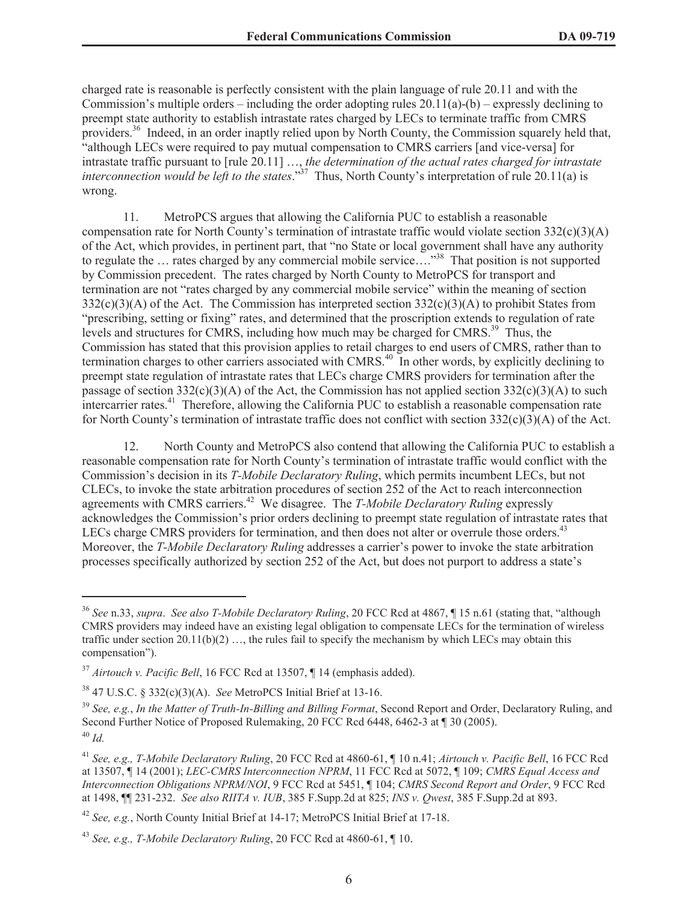charged rate is reasonable is perfectly consistent with the plain language of rule 20.11 and with the Commission's multiple orders – including the order adopting rules 20.11(a)-(b) – expressly declining to preempt state authority to establish intrastate rates charged by LECs to terminate traffic from CMRS providers.[36] Indeed, in an order inaptly relied upon by North County, the Commission squarely held that, "although LECs were required to pay mutual compensation to CMRS carriers [and vice-versa] for intrastate traffic pursuant to [rule 20.11] …, *the determination of the actual rates charged for intrastate interconnection would be left to the states*."[37] Thus, North County's interpretation of rule 20.11(a) is wrong.

11. MetroPCS argues that allowing the California PUC to establish a reasonable compensation rate for North County's termination of intrastate traffic would violate section 332(c)(3)(A) of the Act, which provides, in pertinent part, that "no State or local government shall have any authority to regulate the … rates charged by any commercial mobile service…."[38] That position is not supported by Commission precedent. The rates charged by North County to MetroPCS for transport and termination are not "rates charged by any commercial mobile service" within the meaning of section 332(c)(3)(A) of the Act. The Commission has interpreted section 332(c)(3)(A) to prohibit States from "prescribing, setting or fixing" rates, and determined that the proscription extends to regulation of rate levels and structures for CMRS, including how much may be charged for CMRS.[39] Thus, the Commission has stated that this provision applies to retail charges to end users of CMRS, rather than to termination charges to other carriers associated with CMRS.[40] In other words, by explicitly declining to preempt state regulation of intrastate rates that LECs charge CMRS providers for termination after the passage of section 332(c)(3)(A) of the Act, the Commission has not applied section 332(c)(3)(A) to such intercarrier rates.[41] Therefore, allowing the California PUC to establish a reasonable compensation rate for North County's termination of intrastate traffic does not conflict with section 332(c)(3)(A) of the Act.

12. North County and MetroPCS also contend that allowing the California PUC to establish a reasonable compensation rate for North County's termination of intrastate traffic would conflict with the Commission's decision in its *T-Mobile Declaratory Ruling*, which permits incumbent LECs, but not CLECs, to invoke the state arbitration procedures of section 252 of the Act to reach interconnection agreements with CMRS carriers.[42] We disagree. The *T-Mobile Declaratory Ruling* expressly acknowledges the Commission's prior orders declining to preempt state regulation of intrastate rates that LECs charge CMRS providers for termination, and then does not alter or overrule those orders.[43] Moreover, the *T-Mobile Declaratory Ruling* addresses a carrier's power to invoke the state arbitration processes specifically authorized by section 252 of the Act, but does not purport to address a state's

---

[36] *See* n.33, *supra*. *See also T-Mobile Declaratory Ruling*, 20 FCC Rcd at 4867, ¶ 15 n.61 (stating that, "although CMRS providers may indeed have an existing legal obligation to compensate LECs for the termination of wireless traffic under section 20.11(b)(2) …, the rules fail to specify the mechanism by which LECs may obtain this compensation").

[37] *Airtouch v. Pacific Bell*, 16 FCC Rcd at 13507, ¶ 14 (emphasis added).

[38] 47 U.S.C. § 332(c)(3)(A). *See* MetroPCS Initial Brief at 13-16.

[39] *See, e.g.*, *In the Matter of Truth-In-Billing and Billing Format*, Second Report and Order, Declaratory Ruling, and Second Further Notice of Proposed Rulemaking, 20 FCC Rcd 6448, 6462-3 at ¶ 30 (2005).

[40] *Id.*

[41] *See, e.g., T-Mobile Declaratory Ruling*, 20 FCC Rcd at 4860-61, ¶ 10 n.41; *Airtouch v. Pacific Bell*, 16 FCC Rcd at 13507, ¶ 14 (2001); *LEC-CMRS Interconnection NPRM*, 11 FCC Rcd at 5072, ¶ 109; *CMRS Equal Access and Interconnection Obligations NPRM/NOI*, 9 FCC Rcd at 5451, ¶ 104; *CMRS Second Report and Order*, 9 FCC Rcd at 1498, ¶¶ 231-232. *See also RIITA v. IUB*, 385 F.Supp.2d at 825; *INS v. Qwest*, 385 F.Supp.2d at 893.

[42] *See, e.g.*, North County Initial Brief at 14-17; MetroPCS Initial Brief at 17-18.

[43] *See, e.g., T-Mobile Declaratory Ruling*, 20 FCC Rcd at 4860-61, ¶ 10.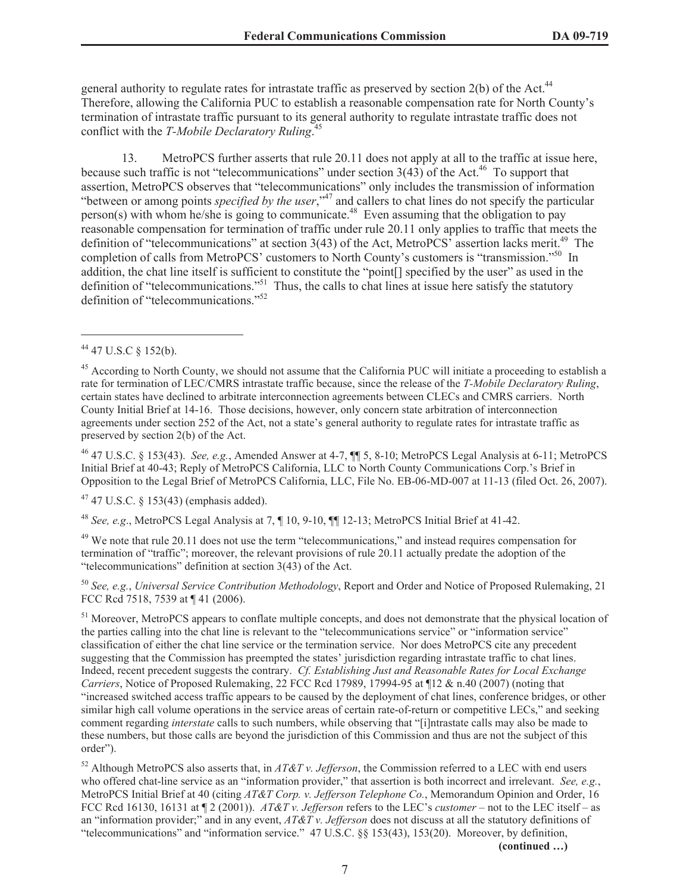general authority to regulate rates for intrastate traffic as preserved by section 2(b) of the Act.[44] Therefore, allowing the California PUC to establish a reasonable compensation rate for North County's termination of intrastate traffic pursuant to its general authority to regulate intrastate traffic does not conflict with the *T-Mobile Declaratory Ruling*.[45]

13. MetroPCS further asserts that rule 20.11 does not apply at all to the traffic at issue here, because such traffic is not "telecommunications" under section 3(43) of the Act.[46] To support that assertion, MetroPCS observes that "telecommunications" only includes the transmission of information "between or among points *specified by the user*,"[47] and callers to chat lines do not specify the particular person(s) with whom he/she is going to communicate.[48] Even assuming that the obligation to pay reasonable compensation for termination of traffic under rule 20.11 only applies to traffic that meets the definition of "telecommunications" at section 3(43) of the Act, MetroPCS' assertion lacks merit.[49] The completion of calls from MetroPCS' customers to North County's customers is "transmission."[50] In addition, the chat line itself is sufficient to constitute the "point[] specified by the user" as used in the definition of "telecommunications."[51] Thus, the calls to chat lines at issue here satisfy the statutory definition of "telecommunications."[52]

---

[44] 47 U.S.C § 152(b).

[45] According to North County, we should not assume that the California PUC will initiate a proceeding to establish a rate for termination of LEC/CMRS intrastate traffic because, since the release of the *T-Mobile Declaratory Ruling*, certain states have declined to arbitrate interconnection agreements between CLECs and CMRS carriers. North County Initial Brief at 14-16. Those decisions, however, only concern state arbitration of interconnection agreements under section 252 of the Act, not a state's general authority to regulate rates for intrastate traffic as preserved by section 2(b) of the Act.

[46] 47 U.S.C. § 153(43). *See, e.g.*, Amended Answer at 4-7, ¶¶ 5, 8-10; MetroPCS Legal Analysis at 6-11; MetroPCS Initial Brief at 40-43; Reply of MetroPCS California, LLC to North County Communications Corp.'s Brief in Opposition to the Legal Brief of MetroPCS California, LLC, File No. EB-06-MD-007 at 11-13 (filed Oct. 26, 2007).

[47] 47 U.S.C. § 153(43) (emphasis added).

[48] *See, e.g*., MetroPCS Legal Analysis at 7, ¶ 10, 9-10, ¶¶ 12-13; MetroPCS Initial Brief at 41-42.

[49] We note that rule 20.11 does not use the term "telecommunications," and instead requires compensation for termination of "traffic"; moreover, the relevant provisions of rule 20.11 actually predate the adoption of the "telecommunications" definition at section 3(43) of the Act.

[50] *See, e.g.*, *Universal Service Contribution Methodology*, Report and Order and Notice of Proposed Rulemaking, 21 FCC Rcd 7518, 7539 at ¶ 41 (2006).

[51] Moreover, MetroPCS appears to conflate multiple concepts, and does not demonstrate that the physical location of the parties calling into the chat line is relevant to the "telecommunications service" or "information service" classification of either the chat line service or the termination service. Nor does MetroPCS cite any precedent suggesting that the Commission has preempted the states' jurisdiction regarding intrastate traffic to chat lines. Indeed, recent precedent suggests the contrary. *Cf. Establishing Just and Reasonable Rates for Local Exchange Carriers*, Notice of Proposed Rulemaking, 22 FCC Rcd 17989, 17994-95 at ¶12 & n.40 (2007) (noting that "increased switched access traffic appears to be caused by the deployment of chat lines, conference bridges, or other similar high call volume operations in the service areas of certain rate-of-return or competitive LECs," and seeking comment regarding *interstate* calls to such numbers, while observing that "[i]ntrastate calls may also be made to these numbers, but those calls are beyond the jurisdiction of this Commission and thus are not the subject of this order").

[52] Although MetroPCS also asserts that, in *AT&T v. Jefferson*, the Commission referred to a LEC with end users who offered chat-line service as an "information provider," that assertion is both incorrect and irrelevant. *See, e.g.*, MetroPCS Initial Brief at 40 (citing *AT&T Corp. v. Jefferson Telephone Co.*, Memorandum Opinion and Order, 16 FCC Rcd 16130, 16131 at ¶ 2 (2001)). *AT&T v. Jefferson* refers to the LEC's *customer* – not to the LEC itself – as an "information provider;" and in any event, *AT&T v. Jefferson* does not discuss at all the statutory definitions of "telecommunications" and "information service." 47 U.S.C. §§ 153(43), 153(20). Moreover, by definition,

**(continued …)**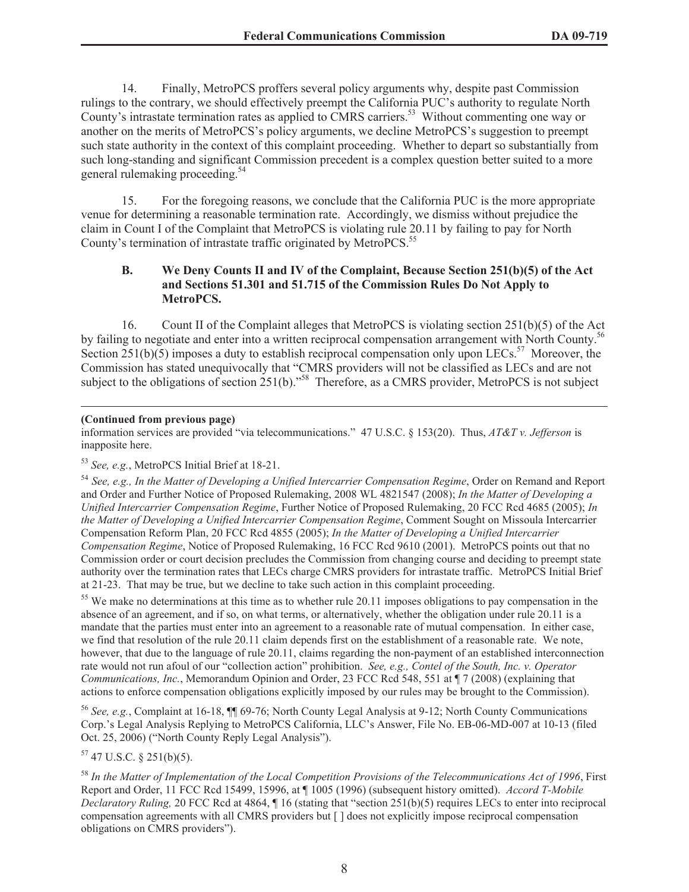14. Finally, MetroPCS proffers several policy arguments why, despite past Commission rulings to the contrary, we should effectively preempt the California PUC's authority to regulate North County's intrastate termination rates as applied to CMRS carriers.[53] Without commenting one way or another on the merits of MetroPCS's policy arguments, we decline MetroPCS's suggestion to preempt such state authority in the context of this complaint proceeding. Whether to depart so substantially from such long-standing and significant Commission precedent is a complex question better suited to a more general rulemaking proceeding.[54]

15. For the foregoing reasons, we conclude that the California PUC is the more appropriate venue for determining a reasonable termination rate. Accordingly, we dismiss without prejudice the claim in Count I of the Complaint that MetroPCS is violating rule 20.11 by failing to pay for North County's termination of intrastate traffic originated by MetroPCS.[55]

### B. We Deny Counts II and IV of the Complaint, Because Section 251(b)(5) of the Act and Sections 51.301 and 51.715 of the Commission Rules Do Not Apply to MetroPCS.

16. Count II of the Complaint alleges that MetroPCS is violating section 251(b)(5) of the Act by failing to negotiate and enter into a written reciprocal compensation arrangement with North County.[56] Section 251(b)(5) imposes a duty to establish reciprocal compensation only upon LECs.[57] Moreover, the Commission has stated unequivocally that "CMRS providers will not be classified as LECs and are not subject to the obligations of section 251(b)."[58] Therefore, as a CMRS provider, MetroPCS is not subject

---

**(Continued from previous page)**

information services are provided "via telecommunications." 47 U.S.C. § 153(20). Thus, *AT&T v. Jefferson* is inapposite here.

[53] *See, e.g.*, MetroPCS Initial Brief at 18-21.

[54] *See, e.g., In the Matter of Developing a Unified Intercarrier Compensation Regime*, Order on Remand and Report and Order and Further Notice of Proposed Rulemaking, 2008 WL 4821547 (2008); *In the Matter of Developing a Unified Intercarrier Compensation Regime*, Further Notice of Proposed Rulemaking, 20 FCC Rcd 4685 (2005); *In the Matter of Developing a Unified Intercarrier Compensation Regime*, Comment Sought on Missoula Intercarrier Compensation Reform Plan, 20 FCC Rcd 4855 (2005); *In the Matter of Developing a Unified Intercarrier Compensation Regime*, Notice of Proposed Rulemaking, 16 FCC Rcd 9610 (2001). MetroPCS points out that no Commission order or court decision precludes the Commission from changing course and deciding to preempt state authority over the termination rates that LECs charge CMRS providers for intrastate traffic. MetroPCS Initial Brief at 21-23. That may be true, but we decline to take such action in this complaint proceeding.

[55] We make no determinations at this time as to whether rule 20.11 imposes obligations to pay compensation in the absence of an agreement, and if so, on what terms, or alternatively, whether the obligation under rule 20.11 is a mandate that the parties must enter into an agreement to a reasonable rate of mutual compensation. In either case, we find that resolution of the rule 20.11 claim depends first on the establishment of a reasonable rate. We note, however, that due to the language of rule 20.11, claims regarding the non-payment of an established interconnection rate would not run afoul of our "collection action" prohibition. *See, e.g., Contel of the South, Inc. v. Operator Communications, Inc.*, Memorandum Opinion and Order, 23 FCC Rcd 548, 551 at ¶ 7 (2008) (explaining that actions to enforce compensation obligations explicitly imposed by our rules may be brought to the Commission).

[56] *See, e.g.*, Complaint at 16-18, ¶¶ 69-76; North County Legal Analysis at 9-12; North County Communications Corp.'s Legal Analysis Replying to MetroPCS California, LLC's Answer, File No. EB-06-MD-007 at 10-13 (filed Oct. 25, 2006) ("North County Reply Legal Analysis").

[57] 47 U.S.C. § 251(b)(5).

[58] *In the Matter of Implementation of the Local Competition Provisions of the Telecommunications Act of 1996*, First Report and Order, 11 FCC Rcd 15499, 15996, at ¶ 1005 (1996) (subsequent history omitted). *Accord T-Mobile Declaratory Ruling,* 20 FCC Rcd at 4864, ¶ 16 (stating that "section 251(b)(5) requires LECs to enter into reciprocal compensation agreements with all CMRS providers but [ ] does not explicitly impose reciprocal compensation obligations on CMRS providers").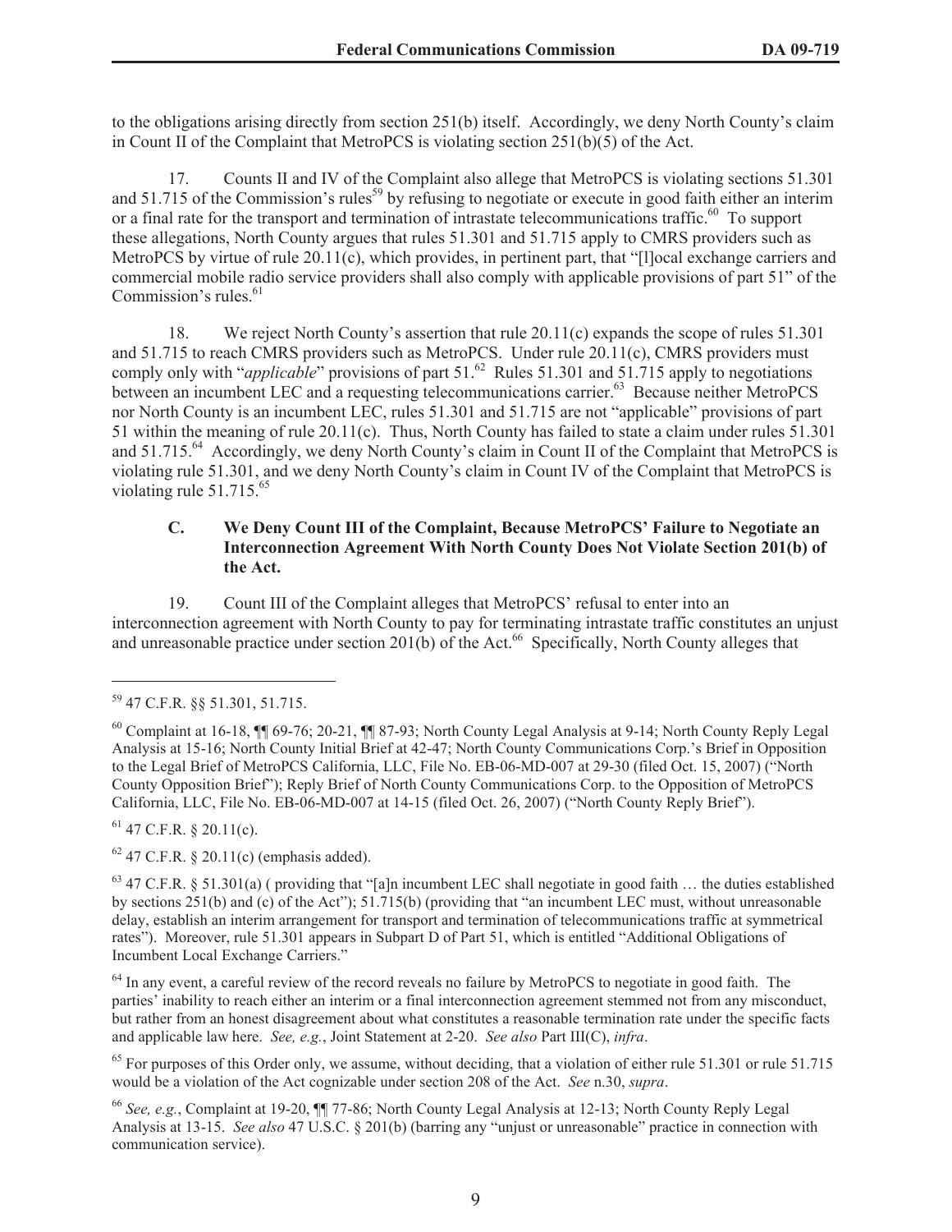to the obligations arising directly from section 251(b) itself. Accordingly, we deny North County's claim in Count II of the Complaint that MetroPCS is violating section 251(b)(5) of the Act.

17. Counts II and IV of the Complaint also allege that MetroPCS is violating sections 51.301 and 51.715 of the Commission's rules[59] by refusing to negotiate or execute in good faith either an interim or a final rate for the transport and termination of intrastate telecommunications traffic.[60] To support these allegations, North County argues that rules 51.301 and 51.715 apply to CMRS providers such as MetroPCS by virtue of rule 20.11(c), which provides, in pertinent part, that "[l]ocal exchange carriers and commercial mobile radio service providers shall also comply with applicable provisions of part 51" of the Commission's rules.[61]

18. We reject North County's assertion that rule 20.11(c) expands the scope of rules 51.301 and 51.715 to reach CMRS providers such as MetroPCS. Under rule 20.11(c), CMRS providers must comply only with "*applicable*" provisions of part 51.[62] Rules 51.301 and 51.715 apply to negotiations between an incumbent LEC and a requesting telecommunications carrier.[63] Because neither MetroPCS nor North County is an incumbent LEC, rules 51.301 and 51.715 are not "applicable" provisions of part 51 within the meaning of rule 20.11(c). Thus, North County has failed to state a claim under rules 51.301 and 51.715.[64] Accordingly, we deny North County's claim in Count II of the Complaint that MetroPCS is violating rule 51.301, and we deny North County's claim in Count IV of the Complaint that MetroPCS is violating rule 51.715.[65]

### C. We Deny Count III of the Complaint, Because MetroPCS' Failure to Negotiate an Interconnection Agreement With North County Does Not Violate Section 201(b) of the Act.

19. Count III of the Complaint alleges that MetroPCS' refusal to enter into an interconnection agreement with North County to pay for terminating intrastate traffic constitutes an unjust and unreasonable practice under section 201(b) of the Act.[66] Specifically, North County alleges that

---

[59] 47 C.F.R. §§ 51.301, 51.715.

[60] Complaint at 16-18, ¶¶ 69-76; 20-21, ¶¶ 87-93; North County Legal Analysis at 9-14; North County Reply Legal Analysis at 15-16; North County Initial Brief at 42-47; North County Communications Corp.'s Brief in Opposition to the Legal Brief of MetroPCS California, LLC, File No. EB-06-MD-007 at 29-30 (filed Oct. 15, 2007) ("North County Opposition Brief"); Reply Brief of North County Communications Corp. to the Opposition of MetroPCS California, LLC, File No. EB-06-MD-007 at 14-15 (filed Oct. 26, 2007) ("North County Reply Brief").

[61] 47 C.F.R. § 20.11(c).

[62] 47 C.F.R. § 20.11(c) (emphasis added).

[63] 47 C.F.R. § 51.301(a) ( providing that "[a]n incumbent LEC shall negotiate in good faith … the duties established by sections 251(b) and (c) of the Act"); 51.715(b) (providing that "an incumbent LEC must, without unreasonable delay, establish an interim arrangement for transport and termination of telecommunications traffic at symmetrical rates"). Moreover, rule 51.301 appears in Subpart D of Part 51, which is entitled "Additional Obligations of Incumbent Local Exchange Carriers."

[64] In any event, a careful review of the record reveals no failure by MetroPCS to negotiate in good faith. The parties' inability to reach either an interim or a final interconnection agreement stemmed not from any misconduct, but rather from an honest disagreement about what constitutes a reasonable termination rate under the specific facts and applicable law here. *See, e.g.*, Joint Statement at 2-20. *See also* Part III(C), *infra*.

[65] For purposes of this Order only, we assume, without deciding, that a violation of either rule 51.301 or rule 51.715 would be a violation of the Act cognizable under section 208 of the Act. *See* n.30, *supra*.

[66] *See, e.g.*, Complaint at 19-20, ¶¶ 77-86; North County Legal Analysis at 12-13; North County Reply Legal Analysis at 13-15. *See also* 47 U.S.C. § 201(b) (barring any "unjust or unreasonable" practice in connection with communication service).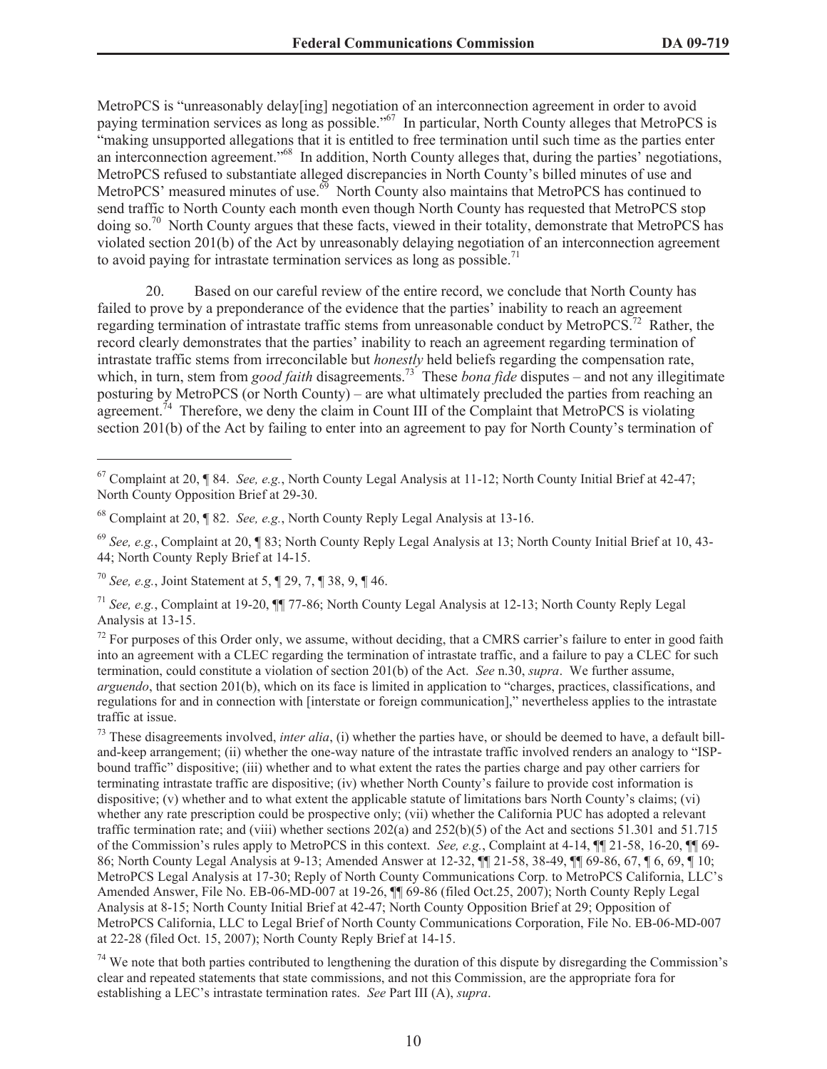MetroPCS is "unreasonably delay[ing] negotiation of an interconnection agreement in order to avoid paying termination services as long as possible."[67] In particular, North County alleges that MetroPCS is "making unsupported allegations that it is entitled to free termination until such time as the parties enter an interconnection agreement."[68] In addition, North County alleges that, during the parties' negotiations, MetroPCS refused to substantiate alleged discrepancies in North County's billed minutes of use and MetroPCS' measured minutes of use.[69] North County also maintains that MetroPCS has continued to send traffic to North County each month even though North County has requested that MetroPCS stop doing so.[70] North County argues that these facts, viewed in their totality, demonstrate that MetroPCS has violated section 201(b) of the Act by unreasonably delaying negotiation of an interconnection agreement to avoid paying for intrastate termination services as long as possible.[71]

20. Based on our careful review of the entire record, we conclude that North County has failed to prove by a preponderance of the evidence that the parties' inability to reach an agreement regarding termination of intrastate traffic stems from unreasonable conduct by MetroPCS.[72] Rather, the record clearly demonstrates that the parties' inability to reach an agreement regarding termination of intrastate traffic stems from irreconcilable but *honestly* held beliefs regarding the compensation rate, which, in turn, stem from *good faith* disagreements.[73] These *bona fide* disputes – and not any illegitimate posturing by MetroPCS (or North County) – are what ultimately precluded the parties from reaching an agreement.[74] Therefore, we deny the claim in Count III of the Complaint that MetroPCS is violating section 201(b) of the Act by failing to enter into an agreement to pay for North County's termination of

---

[67] Complaint at 20, ¶ 84. *See, e.g.*, North County Legal Analysis at 11-12; North County Initial Brief at 42-47; North County Opposition Brief at 29-30.

[68] Complaint at 20, ¶ 82. *See, e.g.*, North County Reply Legal Analysis at 13-16.

[69] *See, e.g.*, Complaint at 20, ¶ 83; North County Reply Legal Analysis at 13; North County Initial Brief at 10, 43-44; North County Reply Brief at 14-15.

[70] *See, e.g.*, Joint Statement at 5, ¶ 29, 7, ¶ 38, 9, ¶ 46.

[71] *See, e.g.*, Complaint at 19-20, ¶¶ 77-86; North County Legal Analysis at 12-13; North County Reply Legal Analysis at 13-15.

[72] For purposes of this Order only, we assume, without deciding, that a CMRS carrier's failure to enter in good faith into an agreement with a CLEC regarding the termination of intrastate traffic, and a failure to pay a CLEC for such termination, could constitute a violation of section 201(b) of the Act. *See* n.30, *supra*. We further assume, *arguendo*, that section 201(b), which on its face is limited in application to "charges, practices, classifications, and regulations for and in connection with [interstate or foreign communication]," nevertheless applies to the intrastate traffic at issue.

[73] These disagreements involved, *inter alia*, (i) whether the parties have, or should be deemed to have, a default bill-and-keep arrangement; (ii) whether the one-way nature of the intrastate traffic involved renders an analogy to "ISP-bound traffic" dispositive; (iii) whether and to what extent the rates the parties charge and pay other carriers for terminating intrastate traffic are dispositive; (iv) whether North County's failure to provide cost information is dispositive; (v) whether and to what extent the applicable statute of limitations bars North County's claims; (vi) whether any rate prescription could be prospective only; (vii) whether the California PUC has adopted a relevant traffic termination rate; and (viii) whether sections 202(a) and 252(b)(5) of the Act and sections 51.301 and 51.715 of the Commission's rules apply to MetroPCS in this context. *See, e.g.*, Complaint at 4-14, ¶¶ 21-58, 16-20, ¶¶ 69-86; North County Legal Analysis at 9-13; Amended Answer at 12-32, ¶¶ 21-58, 38-49, ¶¶ 69-86, 67, ¶ 6, 69, ¶ 10; MetroPCS Legal Analysis at 17-30; Reply of North County Communications Corp. to MetroPCS California, LLC's Amended Answer, File No. EB-06-MD-007 at 19-26, ¶¶ 69-86 (filed Oct.25, 2007); North County Reply Legal Analysis at 8-15; North County Initial Brief at 42-47; North County Opposition Brief at 29; Opposition of MetroPCS California, LLC to Legal Brief of North County Communications Corporation, File No. EB-06-MD-007 at 22-28 (filed Oct. 15, 2007); North County Reply Brief at 14-15.

[74] We note that both parties contributed to lengthening the duration of this dispute by disregarding the Commission's clear and repeated statements that state commissions, and not this Commission, are the appropriate fora for establishing a LEC's intrastate termination rates. *See* Part III (A), *supra*.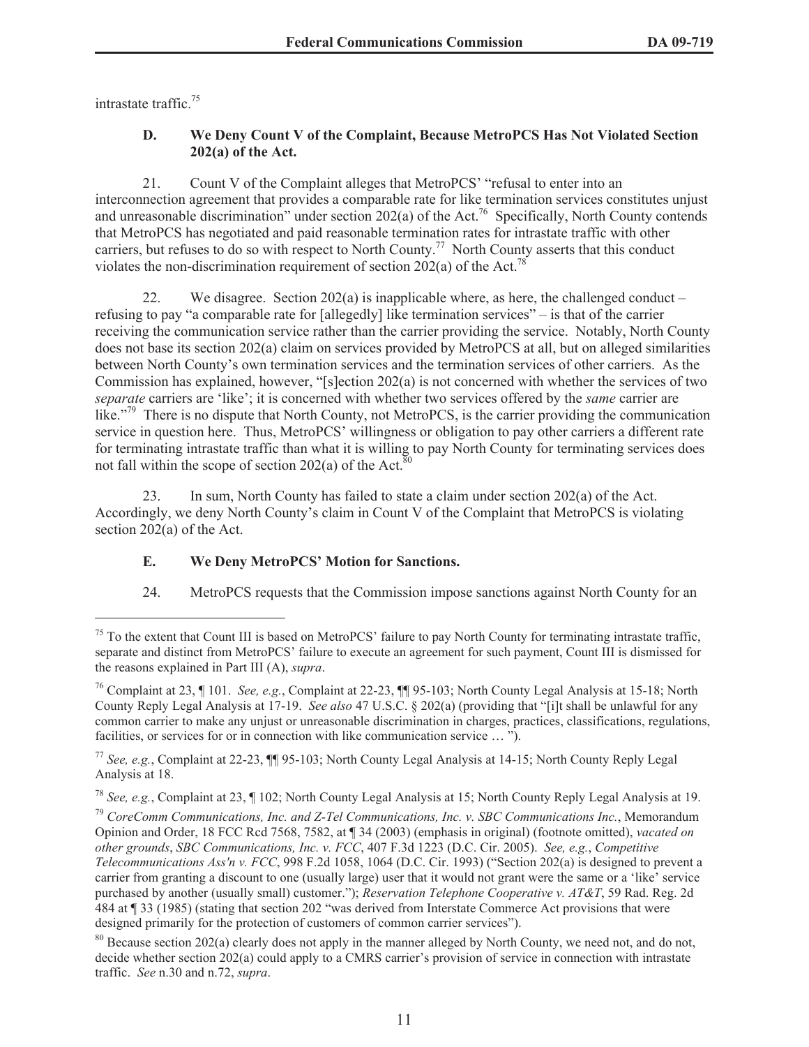intrastate traffic.[75]

### D. We Deny Count V of the Complaint, Because MetroPCS Has Not Violated Section 202(a) of the Act.

21. Count V of the Complaint alleges that MetroPCS' "refusal to enter into an interconnection agreement that provides a comparable rate for like termination services constitutes unjust and unreasonable discrimination" under section 202(a) of the Act.[76] Specifically, North County contends that MetroPCS has negotiated and paid reasonable termination rates for intrastate traffic with other carriers, but refuses to do so with respect to North County.[77] North County asserts that this conduct violates the non-discrimination requirement of section 202(a) of the Act.[78]

22. We disagree. Section 202(a) is inapplicable where, as here, the challenged conduct – refusing to pay "a comparable rate for [allegedly] like termination services" – is that of the carrier receiving the communication service rather than the carrier providing the service. Notably, North County does not base its section 202(a) claim on services provided by MetroPCS at all, but on alleged similarities between North County's own termination services and the termination services of other carriers. As the Commission has explained, however, "[s]ection 202(a) is not concerned with whether the services of two *separate* carriers are 'like'; it is concerned with whether two services offered by the *same* carrier are like."[79] There is no dispute that North County, not MetroPCS, is the carrier providing the communication service in question here. Thus, MetroPCS' willingness or obligation to pay other carriers a different rate for terminating intrastate traffic than what it is willing to pay North County for terminating services does not fall within the scope of section 202(a) of the Act.[80]

23. In sum, North County has failed to state a claim under section 202(a) of the Act. Accordingly, we deny North County's claim in Count V of the Complaint that MetroPCS is violating section 202(a) of the Act.

### E. We Deny MetroPCS' Motion for Sanctions.

24. MetroPCS requests that the Commission impose sanctions against North County for an

---

[75] To the extent that Count III is based on MetroPCS' failure to pay North County for terminating intrastate traffic, separate and distinct from MetroPCS' failure to execute an agreement for such payment, Count III is dismissed for the reasons explained in Part III (A), *supra*.

[76] Complaint at 23, ¶ 101. *See, e.g.*, Complaint at 22-23, ¶¶ 95-103; North County Legal Analysis at 15-18; North County Reply Legal Analysis at 17-19. *See also* 47 U.S.C. § 202(a) (providing that "[i]t shall be unlawful for any common carrier to make any unjust or unreasonable discrimination in charges, practices, classifications, regulations, facilities, or services for or in connection with like communication service … ").

[77] *See, e.g.*, Complaint at 22-23, ¶¶ 95-103; North County Legal Analysis at 14-15; North County Reply Legal Analysis at 18.

[78] *See, e.g.*, Complaint at 23, ¶ 102; North County Legal Analysis at 15; North County Reply Legal Analysis at 19.

[79] *CoreComm Communications, Inc. and Z-Tel Communications, Inc. v. SBC Communications Inc.*, Memorandum Opinion and Order, 18 FCC Rcd 7568, 7582, at ¶ 34 (2003) (emphasis in original) (footnote omitted), *vacated on other grounds*, *SBC Communications, Inc. v. FCC*, 407 F.3d 1223 (D.C. Cir. 2005). *See, e.g.*, *Competitive Telecommunications Ass'n v. FCC*, 998 F.2d 1058, 1064 (D.C. Cir. 1993) ("Section 202(a) is designed to prevent a carrier from granting a discount to one (usually large) user that it would not grant were the same or a 'like' service purchased by another (usually small) customer."); *Reservation Telephone Cooperative v. AT&T*, 59 Rad. Reg. 2d 484 at ¶ 33 (1985) (stating that section 202 "was derived from Interstate Commerce Act provisions that were designed primarily for the protection of customers of common carrier services").

[80] Because section 202(a) clearly does not apply in the manner alleged by North County, we need not, and do not, decide whether section 202(a) could apply to a CMRS carrier's provision of service in connection with intrastate traffic. *See* n.30 and n.72, *supra*.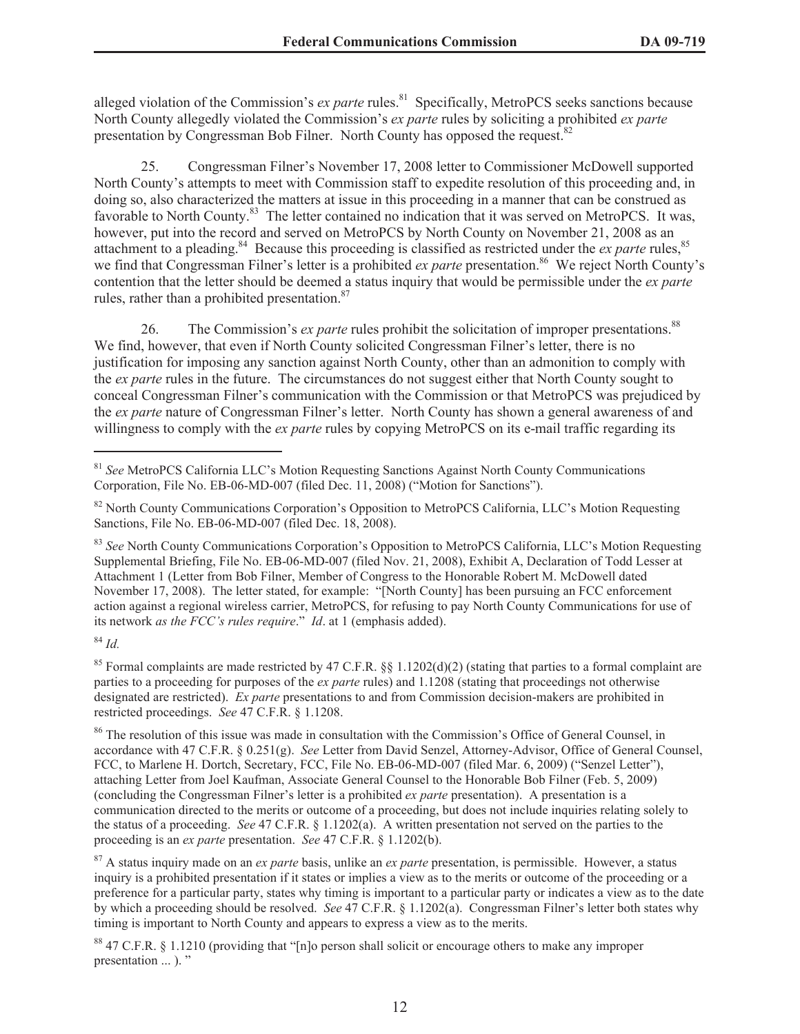alleged violation of the Commission's *ex parte* rules.[81] Specifically, MetroPCS seeks sanctions because North County allegedly violated the Commission's *ex parte* rules by soliciting a prohibited *ex parte* presentation by Congressman Bob Filner. North County has opposed the request.[82]

25. Congressman Filner's November 17, 2008 letter to Commissioner McDowell supported North County's attempts to meet with Commission staff to expedite resolution of this proceeding and, in doing so, also characterized the matters at issue in this proceeding in a manner that can be construed as favorable to North County.[83] The letter contained no indication that it was served on MetroPCS. It was, however, put into the record and served on MetroPCS by North County on November 21, 2008 as an attachment to a pleading.[84] Because this proceeding is classified as restricted under the *ex parte* rules,[85] we find that Congressman Filner's letter is a prohibited *ex parte* presentation.[86] We reject North County's contention that the letter should be deemed a status inquiry that would be permissible under the *ex parte* rules, rather than a prohibited presentation.[87]

26. The Commission's *ex parte* rules prohibit the solicitation of improper presentations.[88] We find, however, that even if North County solicited Congressman Filner's letter, there is no justification for imposing any sanction against North County, other than an admonition to comply with the *ex parte* rules in the future. The circumstances do not suggest either that North County sought to conceal Congressman Filner's communication with the Commission or that MetroPCS was prejudiced by the *ex parte* nature of Congressman Filner's letter. North County has shown a general awareness of and willingness to comply with the *ex parte* rules by copying MetroPCS on its e-mail traffic regarding its

---

[81] *See* MetroPCS California LLC's Motion Requesting Sanctions Against North County Communications Corporation, File No. EB-06-MD-007 (filed Dec. 11, 2008) ("Motion for Sanctions").

[82] North County Communications Corporation's Opposition to MetroPCS California, LLC's Motion Requesting Sanctions, File No. EB-06-MD-007 (filed Dec. 18, 2008).

[83] *See* North County Communications Corporation's Opposition to MetroPCS California, LLC's Motion Requesting Supplemental Briefing, File No. EB-06-MD-007 (filed Nov. 21, 2008), Exhibit A, Declaration of Todd Lesser at Attachment 1 (Letter from Bob Filner, Member of Congress to the Honorable Robert M. McDowell dated November 17, 2008). The letter stated, for example: "[North County] has been pursuing an FCC enforcement action against a regional wireless carrier, MetroPCS, for refusing to pay North County Communications for use of its network *as the FCC's rules require*." *Id*. at 1 (emphasis added).

[84] *Id.*

[85] Formal complaints are made restricted by 47 C.F.R. §§ 1.1202(d)(2) (stating that parties to a formal complaint are parties to a proceeding for purposes of the *ex parte* rules) and 1.1208 (stating that proceedings not otherwise designated are restricted). *Ex parte* presentations to and from Commission decision-makers are prohibited in restricted proceedings. *See* 47 C.F.R. § 1.1208.

[86] The resolution of this issue was made in consultation with the Commission's Office of General Counsel, in accordance with 47 C.F.R. § 0.251(g). *See* Letter from David Senzel, Attorney-Advisor, Office of General Counsel, FCC, to Marlene H. Dortch, Secretary, FCC, File No. EB-06-MD-007 (filed Mar. 6, 2009) ("Senzel Letter"), attaching Letter from Joel Kaufman, Associate General Counsel to the Honorable Bob Filner (Feb. 5, 2009) (concluding the Congressman Filner's letter is a prohibited *ex parte* presentation). A presentation is a communication directed to the merits or outcome of a proceeding, but does not include inquiries relating solely to the status of a proceeding. *See* 47 C.F.R. § 1.1202(a). A written presentation not served on the parties to the proceeding is an *ex parte* presentation. *See* 47 C.F.R. § 1.1202(b).

[87] A status inquiry made on an *ex parte* basis, unlike an *ex parte* presentation, is permissible. However, a status inquiry is a prohibited presentation if it states or implies a view as to the merits or outcome of the proceeding or a preference for a particular party, states why timing is important to a particular party or indicates a view as to the date by which a proceeding should be resolved. *See* 47 C.F.R. § 1.1202(a). Congressman Filner's letter both states why timing is important to North County and appears to express a view as to the merits.

[88] 47 C.F.R. § 1.1210 (providing that "[n]o person shall solicit or encourage others to make any improper presentation ... ). "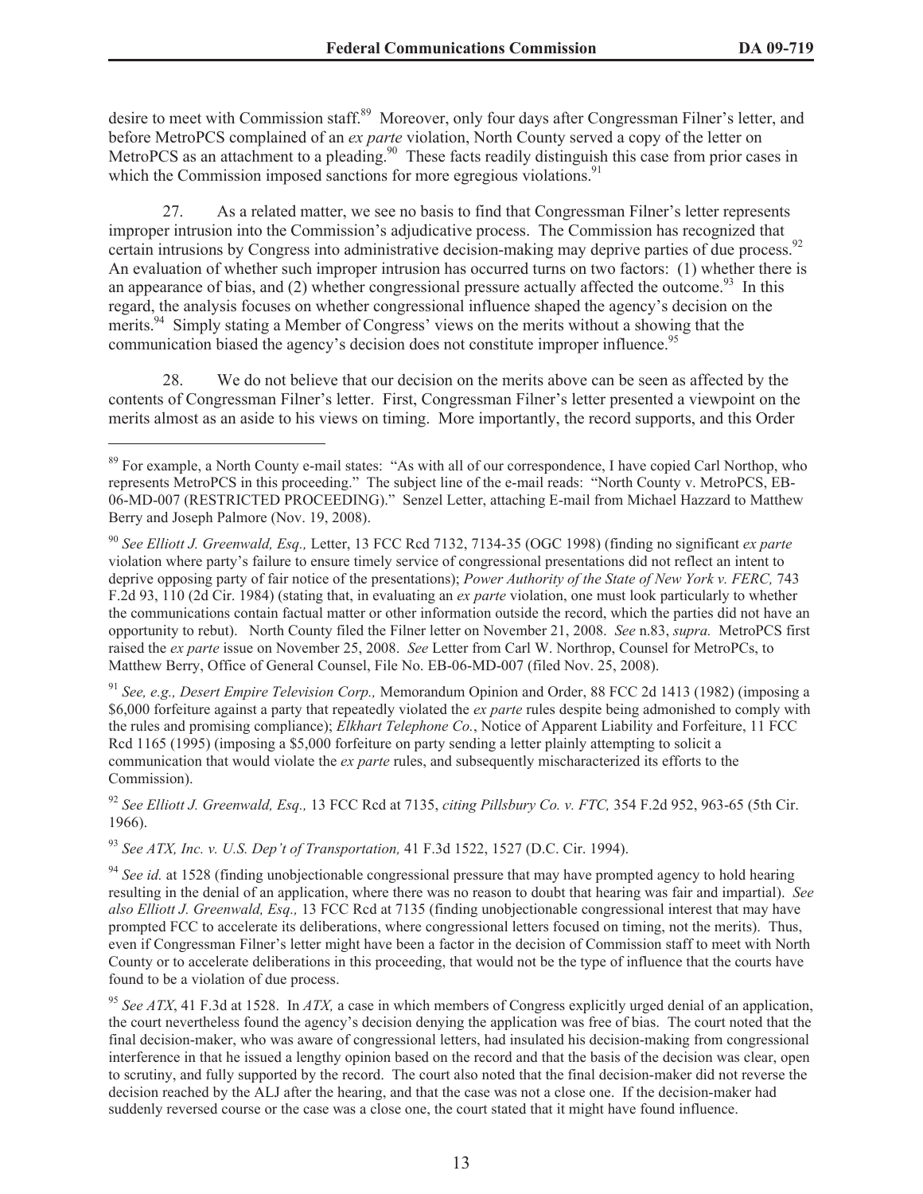desire to meet with Commission staff.[89] Moreover, only four days after Congressman Filner's letter, and before MetroPCS complained of an *ex parte* violation, North County served a copy of the letter on MetroPCS as an attachment to a pleading.[90] These facts readily distinguish this case from prior cases in which the Commission imposed sanctions for more egregious violations.[91]

27. As a related matter, we see no basis to find that Congressman Filner's letter represents improper intrusion into the Commission's adjudicative process. The Commission has recognized that certain intrusions by Congress into administrative decision-making may deprive parties of due process.[92] An evaluation of whether such improper intrusion has occurred turns on two factors: (1) whether there is an appearance of bias, and (2) whether congressional pressure actually affected the outcome.[93] In this regard, the analysis focuses on whether congressional influence shaped the agency's decision on the merits.[94] Simply stating a Member of Congress' views on the merits without a showing that the communication biased the agency's decision does not constitute improper influence.[95]

28. We do not believe that our decision on the merits above can be seen as affected by the contents of Congressman Filner's letter. First, Congressman Filner's letter presented a viewpoint on the merits almost as an aside to his views on timing. More importantly, the record supports, and this Order

---

[89] For example, a North County e-mail states: "As with all of our correspondence, I have copied Carl Northop, who represents MetroPCS in this proceeding." The subject line of the e-mail reads: "North County v. MetroPCS, EB-06-MD-007 (RESTRICTED PROCEEDING)." Senzel Letter, attaching E-mail from Michael Hazzard to Matthew Berry and Joseph Palmore (Nov. 19, 2008).

[90] *See Elliott J. Greenwald, Esq.,* Letter, 13 FCC Rcd 7132, 7134-35 (OGC 1998) (finding no significant *ex parte* violation where party's failure to ensure timely service of congressional presentations did not reflect an intent to deprive opposing party of fair notice of the presentations); *Power Authority of the State of New York v. FERC,* 743 F.2d 93, 110 (2d Cir. 1984) (stating that, in evaluating an *ex parte* violation, one must look particularly to whether the communications contain factual matter or other information outside the record, which the parties did not have an opportunity to rebut). North County filed the Filner letter on November 21, 2008. *See* n.83, *supra.* MetroPCS first raised the *ex parte* issue on November 25, 2008. *See* Letter from Carl W. Northrop, Counsel for MetroPCs, to Matthew Berry, Office of General Counsel, File No. EB-06-MD-007 (filed Nov. 25, 2008).

[91] *See, e.g., Desert Empire Television Corp.,* Memorandum Opinion and Order, 88 FCC 2d 1413 (1982) (imposing a $6,000 forfeiture against a party that repeatedly violated the *ex parte* rules despite being admonished to comply with the rules and promising compliance); *Elkhart Telephone Co.*, Notice of Apparent Liability and Forfeiture, 11 FCC Rcd 1165 (1995) (imposing a $5,000 forfeiture on party sending a letter plainly attempting to solicit a communication that would violate the *ex parte* rules, and subsequently mischaracterized its efforts to the Commission).

[92] *See Elliott J. Greenwald, Esq.,* 13 FCC Rcd at 7135, *citing Pillsbury Co. v. FTC,* 354 F.2d 952, 963-65 (5th Cir. 1966).

[93] *See ATX, Inc. v. U.S. Dep't of Transportation,* 41 F.3d 1522, 1527 (D.C. Cir. 1994).

[94] *See id.* at 1528 (finding unobjectionable congressional pressure that may have prompted agency to hold hearing resulting in the denial of an application, where there was no reason to doubt that hearing was fair and impartial). *See also Elliott J. Greenwald, Esq.,* 13 FCC Rcd at 7135 (finding unobjectionable congressional interest that may have prompted FCC to accelerate its deliberations, where congressional letters focused on timing, not the merits). Thus, even if Congressman Filner's letter might have been a factor in the decision of Commission staff to meet with North County or to accelerate deliberations in this proceeding, that would not be the type of influence that the courts have found to be a violation of due process.

[95] *See ATX*, 41 F.3d at 1528. In *ATX,* a case in which members of Congress explicitly urged denial of an application, the court nevertheless found the agency's decision denying the application was free of bias. The court noted that the final decision-maker, who was aware of congressional letters, had insulated his decision-making from congressional interference in that he issued a lengthy opinion based on the record and that the basis of the decision was clear, open to scrutiny, and fully supported by the record. The court also noted that the final decision-maker did not reverse the decision reached by the ALJ after the hearing, and that the case was not a close one. If the decision-maker had suddenly reversed course or the case was a close one, the court stated that it might have found influence.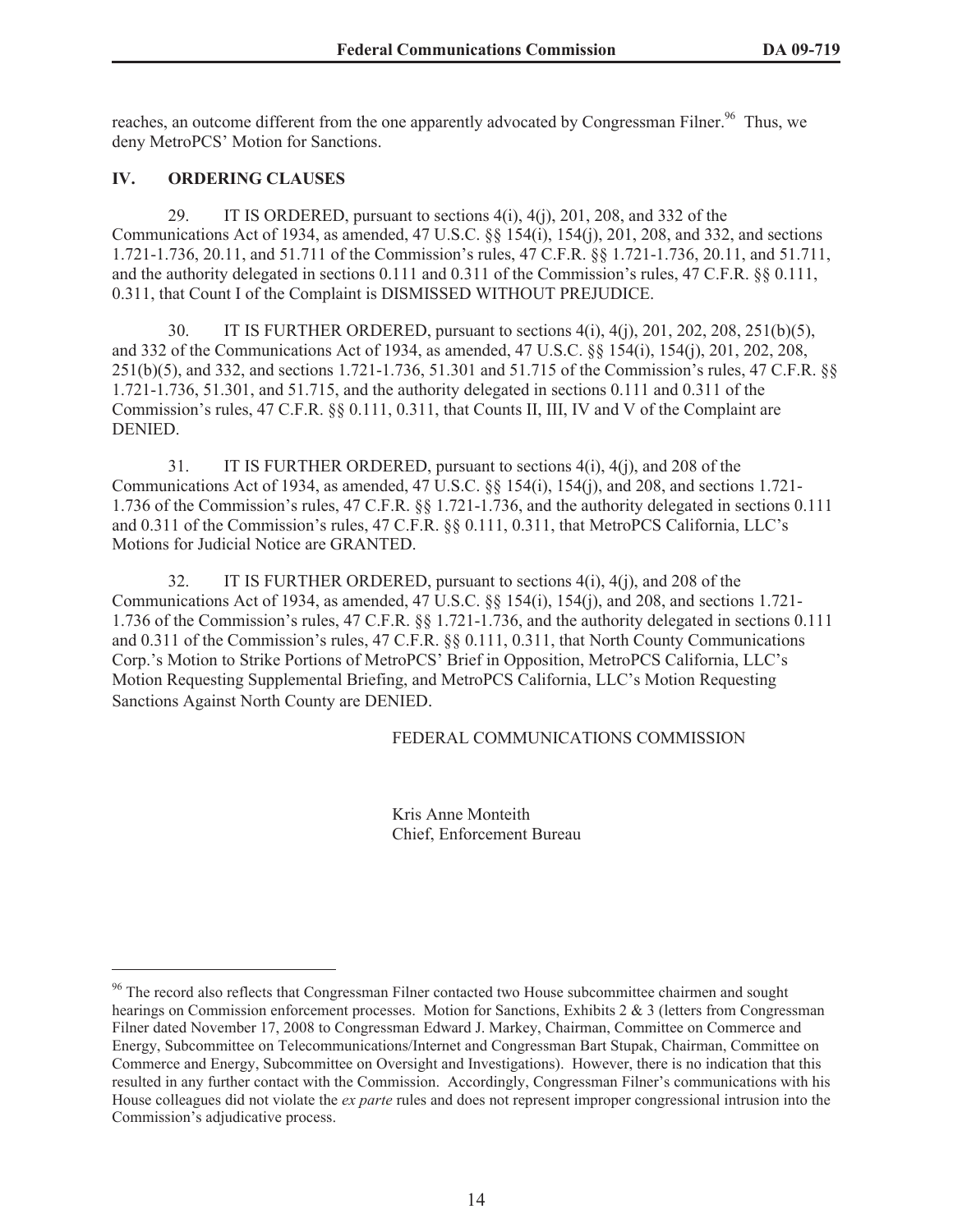reaches, an outcome different from the one apparently advocated by Congressman Filner.[96] Thus, we deny MetroPCS' Motion for Sanctions.

## IV. ORDERING CLAUSES

29. IT IS ORDERED, pursuant to sections 4(i), 4(j), 201, 208, and 332 of the Communications Act of 1934, as amended, 47 U.S.C. §§ 154(i), 154(j), 201, 208, and 332, and sections 1.721-1.736, 20.11, and 51.711 of the Commission's rules, 47 C.F.R. §§ 1.721-1.736, 20.11, and 51.711, and the authority delegated in sections 0.111 and 0.311 of the Commission's rules, 47 C.F.R. §§ 0.111, 0.311, that Count I of the Complaint is DISMISSED WITHOUT PREJUDICE.

30. IT IS FURTHER ORDERED, pursuant to sections 4(i), 4(j), 201, 202, 208, 251(b)(5), and 332 of the Communications Act of 1934, as amended, 47 U.S.C. §§ 154(i), 154(j), 201, 202, 208, 251(b)(5), and 332, and sections 1.721-1.736, 51.301 and 51.715 of the Commission's rules, 47 C.F.R. §§ 1.721-1.736, 51.301, and 51.715, and the authority delegated in sections 0.111 and 0.311 of the Commission's rules, 47 C.F.R. §§ 0.111, 0.311, that Counts II, III, IV and V of the Complaint are DENIED.

31. IT IS FURTHER ORDERED, pursuant to sections 4(i), 4(j), and 208 of the Communications Act of 1934, as amended, 47 U.S.C. §§ 154(i), 154(j), and 208, and sections 1.721-1.736 of the Commission's rules, 47 C.F.R. §§ 1.721-1.736, and the authority delegated in sections 0.111 and 0.311 of the Commission's rules, 47 C.F.R. §§ 0.111, 0.311, that MetroPCS California, LLC's Motions for Judicial Notice are GRANTED.

32. IT IS FURTHER ORDERED, pursuant to sections 4(i), 4(j), and 208 of the Communications Act of 1934, as amended, 47 U.S.C. §§ 154(i), 154(j), and 208, and sections 1.721-1.736 of the Commission's rules, 47 C.F.R. §§ 1.721-1.736, and the authority delegated in sections 0.111 and 0.311 of the Commission's rules, 47 C.F.R. §§ 0.111, 0.311, that North County Communications Corp.'s Motion to Strike Portions of MetroPCS' Brief in Opposition, MetroPCS California, LLC's Motion Requesting Supplemental Briefing, and MetroPCS California, LLC's Motion Requesting Sanctions Against North County are DENIED.

FEDERAL COMMUNICATIONS COMMISSION

Kris Anne Monteith
Chief, Enforcement Bureau

---

[96] The record also reflects that Congressman Filner contacted two House subcommittee chairmen and sought hearings on Commission enforcement processes. Motion for Sanctions, Exhibits 2 & 3 (letters from Congressman Filner dated November 17, 2008 to Congressman Edward J. Markey, Chairman, Committee on Commerce and Energy, Subcommittee on Telecommunications/Internet and Congressman Bart Stupak, Chairman, Committee on Commerce and Energy, Subcommittee on Oversight and Investigations). However, there is no indication that this resulted in any further contact with the Commission. Accordingly, Congressman Filner's communications with his House colleagues did not violate the *ex parte* rules and does not represent improper congressional intrusion into the Commission's adjudicative process.